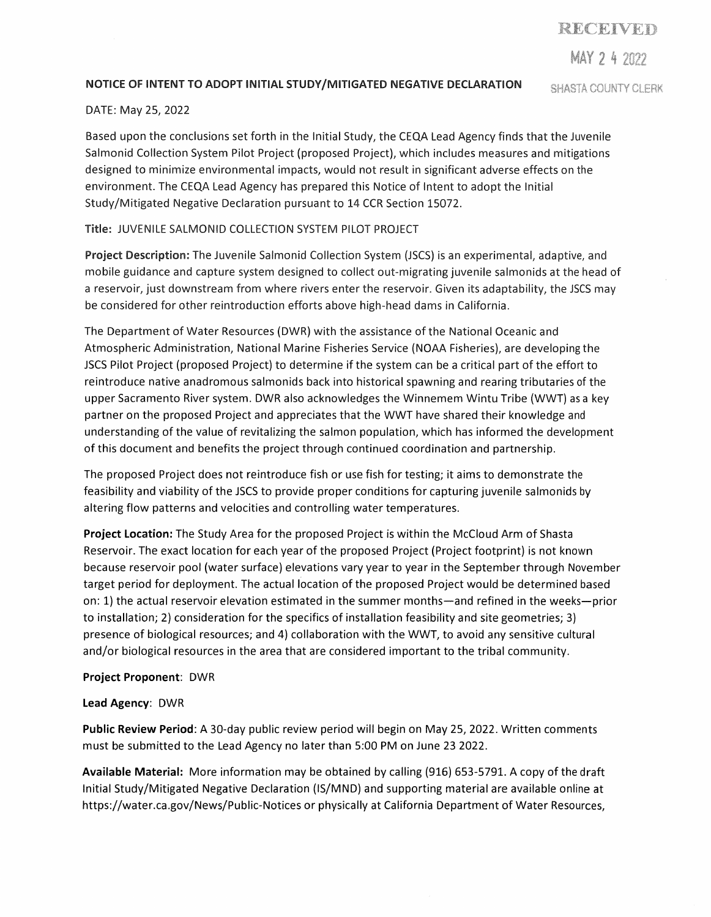RECEIVED

MAY 2 4 2022

SHASTA COUNTY CLERK

## NOTICE OF INTENT TO ADOPT INITIAL STUDY/MITIGATED NEGATIVE DECLARATION

DATE: May 25, 2022

Based upon the conclusions set forth in the Initial Study, the CEQA Lead Agency finds that the Juvenile Salmonid Collection System Pilot Project (proposed Project), which includes measures and mitigations designed to minimize environmental impacts, would not result in significant adverse effects on the environment. The CEQA Lead Agency has prepared this Notice of Intent to adopt the Initial Study/Mitigated Negative Declaration pursuant to 14 CCR Section 15072.

**Title:** JUVENILE SALMONID COLLECTION SYSTEM PILOT PROJECT

**Project Description:** The Juvenile Salmonid Collection System (JSCS) is an experimental, adaptive, and mobile guidance and capture system designed to collect out-migrating juvenile salmonids at the head of a reservoir, just downstream from where rivers enter the reservoir. Given its adaptability, the JSCS may be considered for other reintroduction efforts above high-head dams in California.

The Department of Water Resources (DWR) with the assistance of the National Oceanic and Atmospheric Administration, National Marine Fisheries Service (NOAA Fisheries), are developing the JSCS Pilot Project (proposed Project) to determine if the system can be a critical part of the effort to reintroduce native anadromous salmonids back into historical spawning and rearing tributaries of the upper Sacramento River system. DWR also acknowledges the Winnemem Wintu Tribe (WWT) as a key partner on the proposed Project and appreciates that the WWT have shared their knowledge and understanding of the value of revitalizing the salmon population, which has informed the development of this document and benefits the project through continued coordination and partnership.

The proposed Project does not reintroduce fish or use fish for testing; it aims to demonstrate the feasibility and viability of the JSCS to provide proper conditions for capturing juvenile salmonids by altering flow patterns and velocities and controlling water temperatures.

**Project Location:** The Study Area for the proposed Project is within the McCloud Arm of Shasta Reservoir. The exact location for each year of the proposed Project (Project footprint) is not known because reservoir pool (water surface) elevations vary year to year in the September through November target period for deployment. The actual location of the proposed Project would be determined based on: 1) the actual reservoir elevation estimated in the summer months—and refined in the weeks—prior to installation; 2) consideration for the specifics of installation feasibility and site geometries; 3) presence of biological resources; and 4) collaboration with the WWT, to avoid any sensitive cultural and/or biological resources in the area that are considered important to the tribal community.

**Project Proponent**: DWR

**Lead Agency**: DWR

**Public Review Period**: A 30-day public review period will begin on May 25, 2022. Written comments must be submitted to the Lead Agency no later than 5:00 PM on June 23 2022.

**Available Material:** More information may be obtained by calling (916) 653-5791. A copy of the draft Initial Study/Mitigated Negative Declaration (IS/MND) and supporting material are available online at https://water.ca.gov/News/Public-Notices or physically at California Department of Water Resources,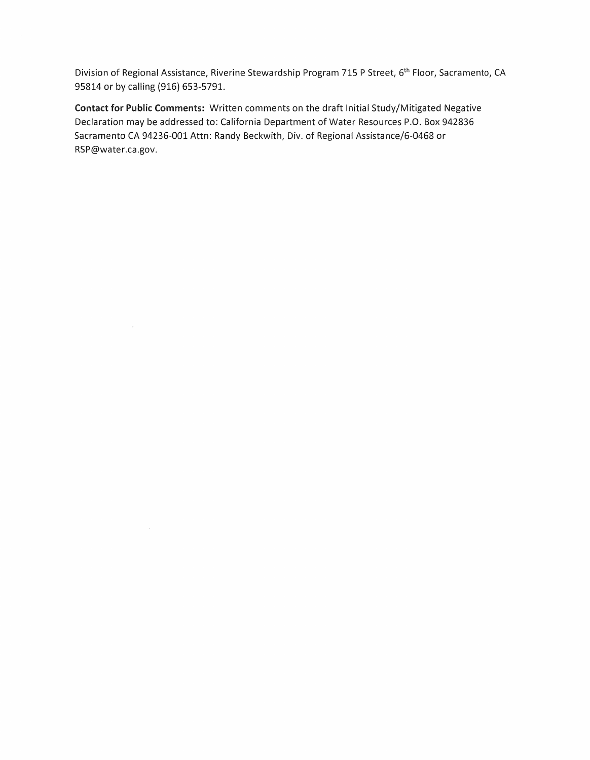Division of Regional Assistance, Riverine Stewardship Program 715 P Street, 6th Floor, Sacramento, CA 95814 or by calling (916) 653-5791.

**Contact for Public Comments:** Written comments on the draft Initial Study/Mitigated Negative Declaration may be addressed to: California Department of Water Resources P.O. Box 942836 Sacramento CA 94236-001 Attn: Randy Beckwith, Div. of Regional Assistance/6-0468 or RSP@water.ca.gov.